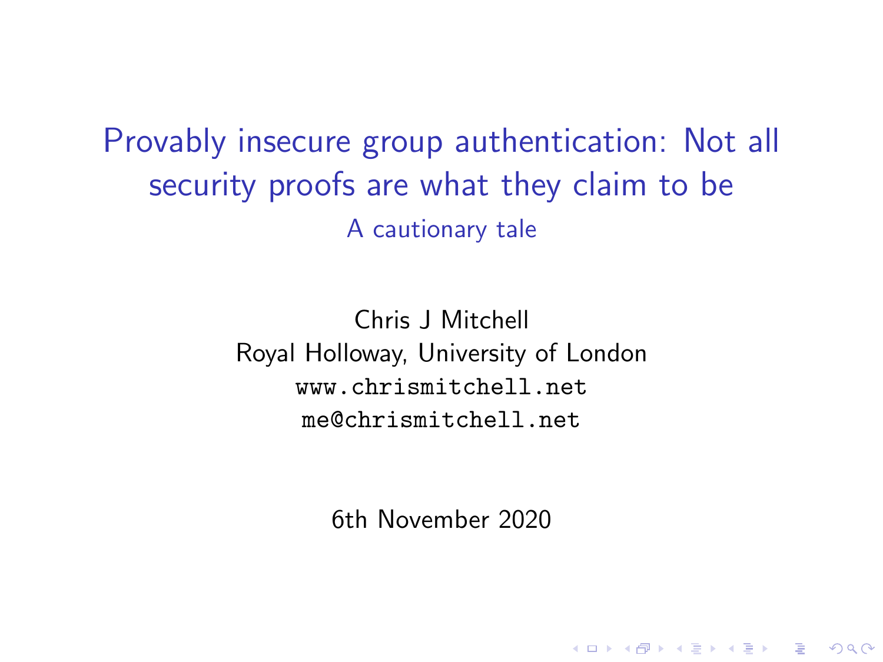# Provably insecure group authentication: Not all security proofs are what they claim to be

A cautionary tale

Chris J Mitchell
Royal Holloway, University of London
`www.chrismitchell.net`
`me@chrismitchell.net`

6th November 2020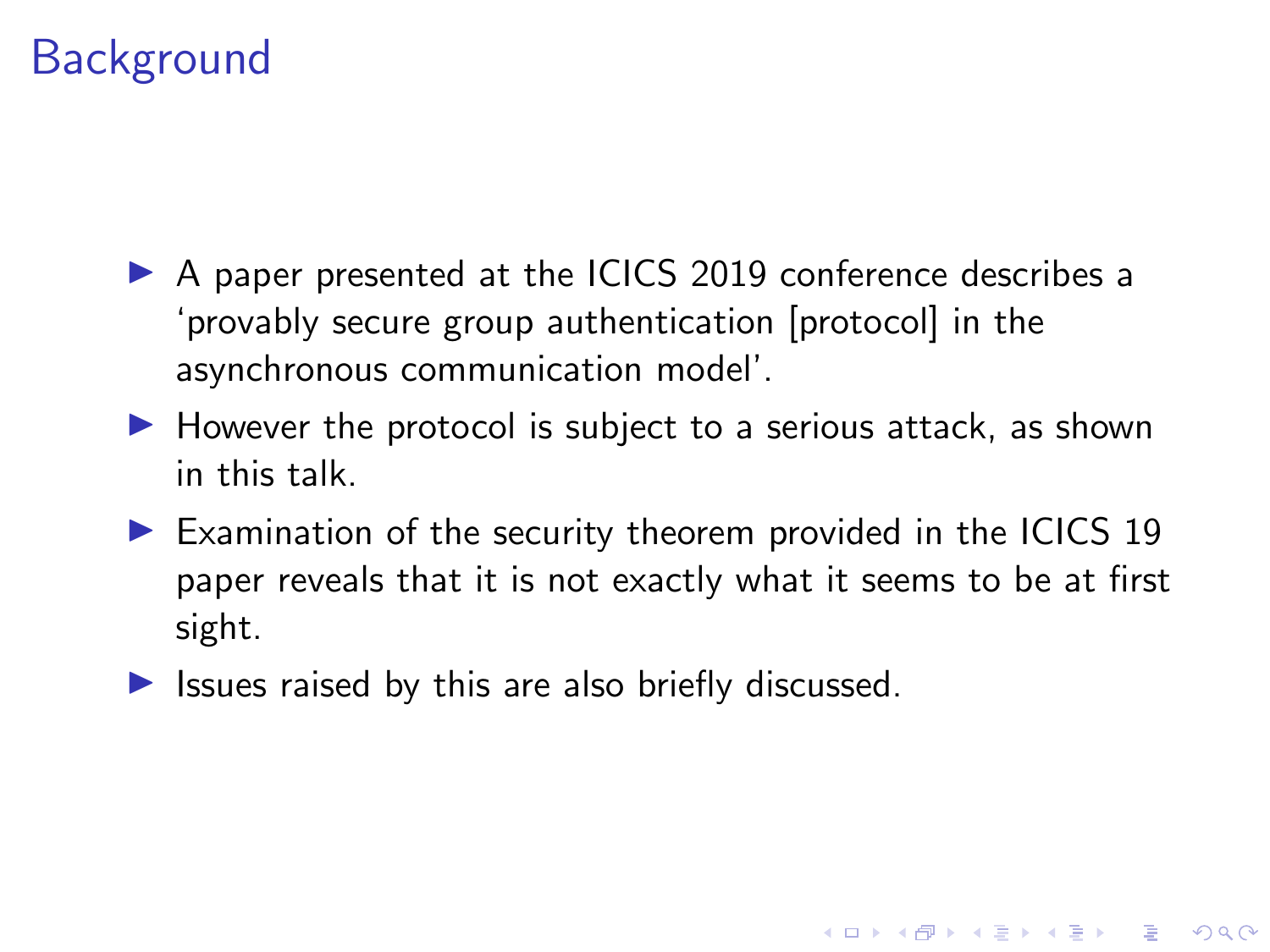# Background

- A paper presented at the ICICS 2019 conference describes a 'provably secure group authentication [protocol] in the asynchronous communication model'.
- However the protocol is subject to a serious attack, as shown in this talk.
- Examination of the security theorem provided in the ICICS 19 paper reveals that it is not exactly what it seems to be at first sight.
- Issues raised by this are also briefly discussed.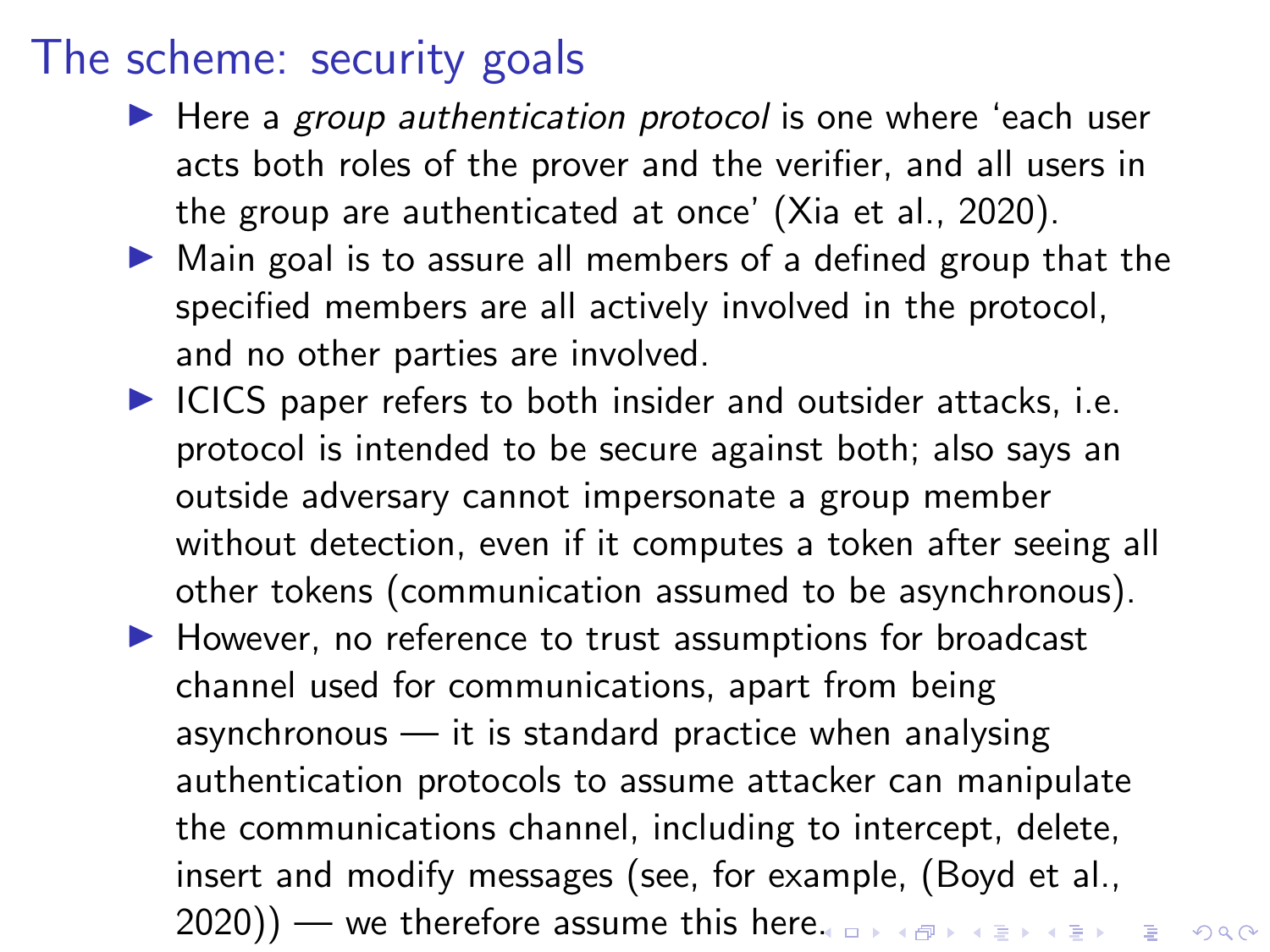# The scheme: security goals

- Here a *group authentication protocol* is one where 'each user acts both roles of the prover and the verifier, and all users in the group are authenticated at once' (Xia et al., 2020).
- Main goal is to assure all members of a defined group that the specified members are all actively involved in the protocol, and no other parties are involved.
- ICICS paper refers to both insider and outsider attacks, i.e. protocol is intended to be secure against both; also says an outside adversary cannot impersonate a group member without detection, even if it computes a token after seeing all other tokens (communication assumed to be asynchronous).
- However, no reference to trust assumptions for broadcast channel used for communications, apart from being asynchronous — it is standard practice when analysing authentication protocols to assume attacker can manipulate the communications channel, including to intercept, delete, insert and modify messages (see, for example, (Boyd et al., 2020)) — we therefore assume this here.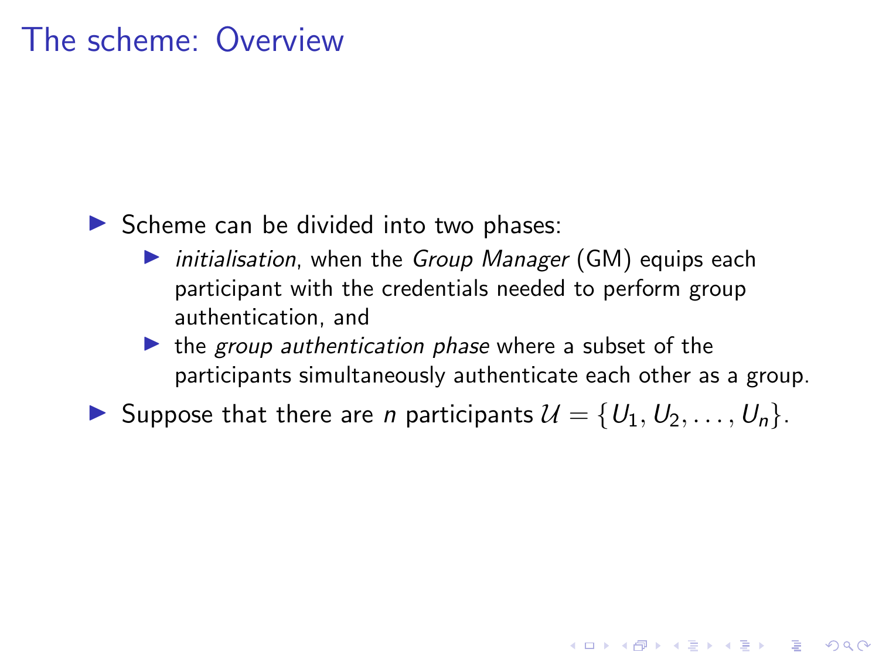# The scheme: Overview

- Scheme can be divided into two phases:
  - *initialisation*, when the *Group Manager* (GM) equips each participant with the credentials needed to perform group authentication, and
  - the *group authentication phase* where a subset of the participants simultaneously authenticate each other as a group.
- Suppose that there are $n$ participants $\mathcal{U} = \{U_1, U_2, \ldots, U_n\}$.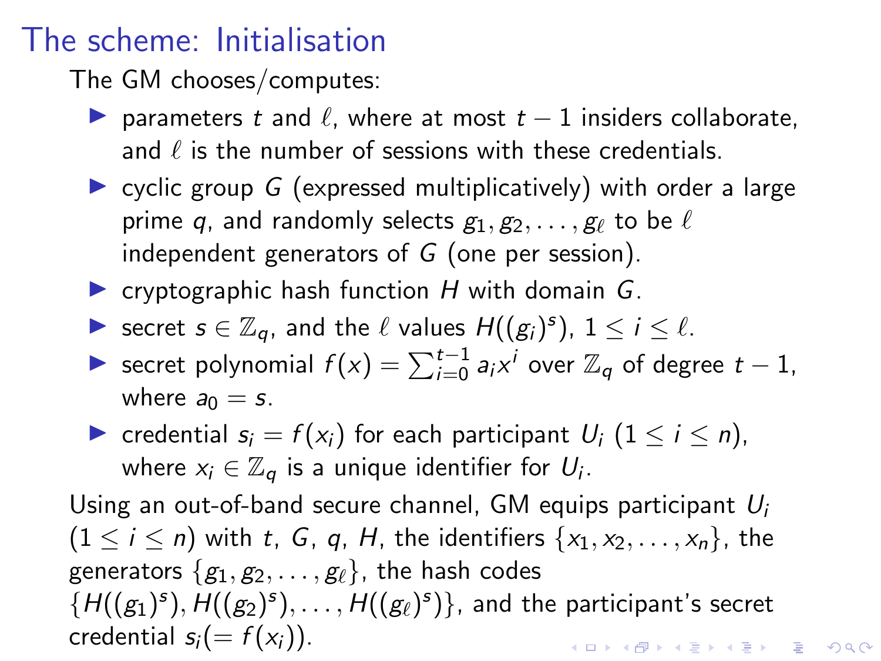# The scheme: Initialisation

The GM chooses/computes:

- parameters $t$ and $\ell$, where at most $t-1$ insiders collaborate, and $\ell$ is the number of sessions with these credentials.
- cyclic group $G$ (expressed multiplicatively) with order a large prime $q$, and randomly selects $g_1, g_2, \ldots, g_\ell$ to be $\ell$ independent generators of $G$ (one per session).
- cryptographic hash function $H$ with domain $G$.
- secret $s \in \mathbb{Z}_q$, and the $\ell$ values $H((g_i)^s)$, $1 \leq i \leq \ell$.
- secret polynomial $f(x) = \sum_{i=0}^{t-1} a_i x^i$ over $\mathbb{Z}_q$ of degree $t-1$, where $a_0 = s$.
- credential $s_i = f(x_i)$ for each participant $U_i$ ($1 \leq i \leq n$), where $x_i \in \mathbb{Z}_q$ is a unique identifier for $U_i$.

Using an out-of-band secure channel, GM equips participant $U_i$ ($1 \leq i \leq n$) with $t$, $G$, $q$, $H$, the identifiers $\{x_1, x_2, \ldots, x_n\}$, the generators $\{g_1, g_2, \ldots, g_\ell\}$, the hash codes $\{H((g_1)^s), H((g_2)^s), \ldots, H((g_\ell)^s)\}$, and the participant's secret credential $s_i (= f(x_i))$.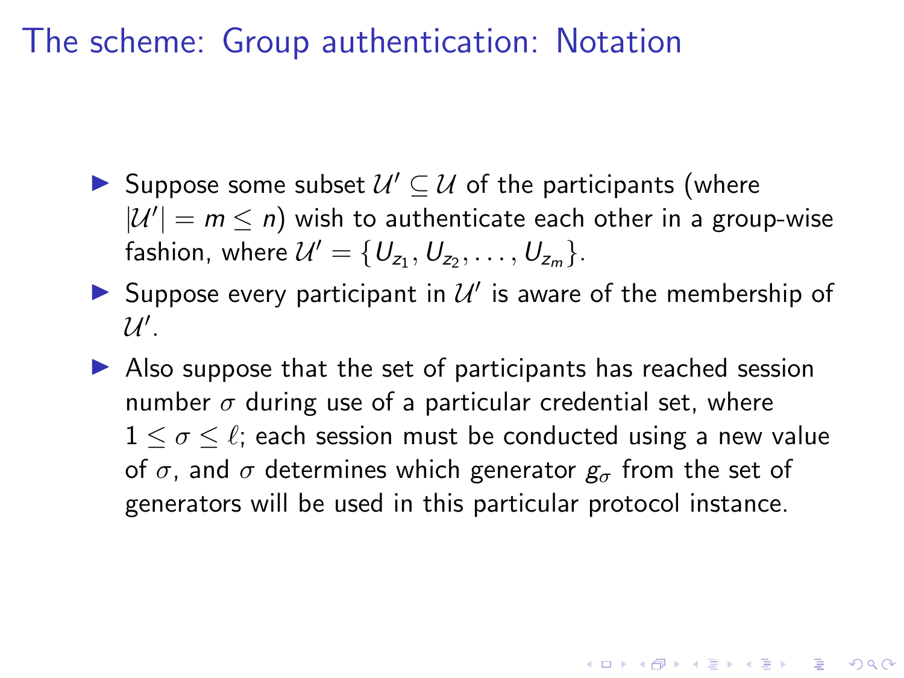# The scheme: Group authentication: Notation

- Suppose some subset $\mathcal{U}' \subseteq \mathcal{U}$ of the participants (where $|\mathcal{U}'| = m \leq n$) wish to authenticate each other in a group-wise fashion, where $\mathcal{U}' = \{U_{z_1}, U_{z_2}, \ldots, U_{z_m}\}$.
- Suppose every participant in $\mathcal{U}'$ is aware of the membership of $\mathcal{U}'$.
- Also suppose that the set of participants has reached session number $\sigma$ during use of a particular credential set, where $1 \leq \sigma \leq \ell$; each session must be conducted using a new value of $\sigma$, and $\sigma$ determines which generator $g_\sigma$ from the set of generators will be used in this particular protocol instance.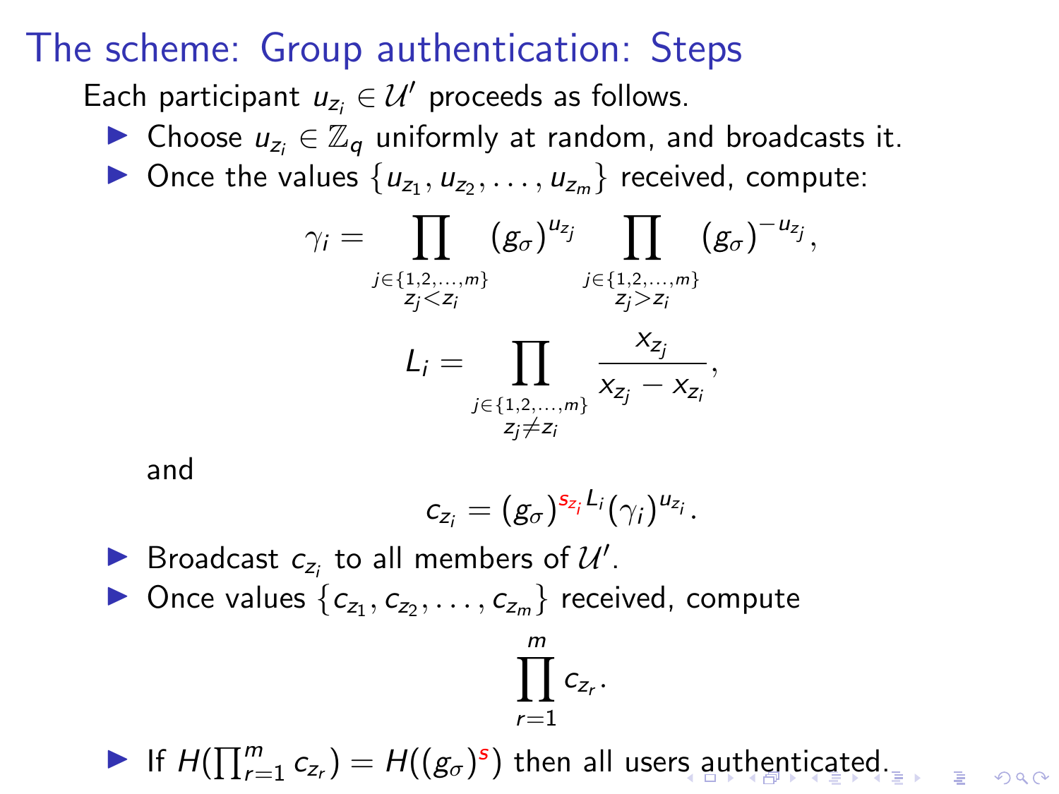# The scheme: Group authentication: Steps

Each participant $u_{z_i} \in \mathcal{U}'$ proceeds as follows.

- Choose $u_{z_i} \in \mathbb{Z}_q$ uniformly at random, and broadcasts it.
- Once the values $\{u_{z_1}, u_{z_2}, \ldots, u_{z_m}\}$ received, compute:

$$\gamma_i = \prod_{\substack{j \in \{1,2,\ldots,m\} \\ z_j < z_i}} (g_\sigma)^{u_{z_j}} \prod_{\substack{j \in \{1,2,\ldots,m\} \\ z_j > z_i}} (g_\sigma)^{-u_{z_j}},$$

$$L_i = \prod_{\substack{j \in \{1,2,\ldots,m\} \\ z_j \neq z_i}} \frac{x_{z_j}}{x_{z_j} - x_{z_i}},$$

  and

$$c_{z_i} = (g_\sigma)^{s_{z_i} L_i} (\gamma_i)^{u_{z_i}}.$$

- Broadcast $c_{z_i}$ to all members of $\mathcal{U}'$.
- Once values $\{c_{z_1}, c_{z_2}, \ldots, c_{z_m}\}$ received, compute

$$\prod_{r=1}^{m} c_{z_r}.$$

- If $H(\prod_{r=1}^{m} c_{z_r}) = H((g_\sigma)^s)$ then all users authenticated.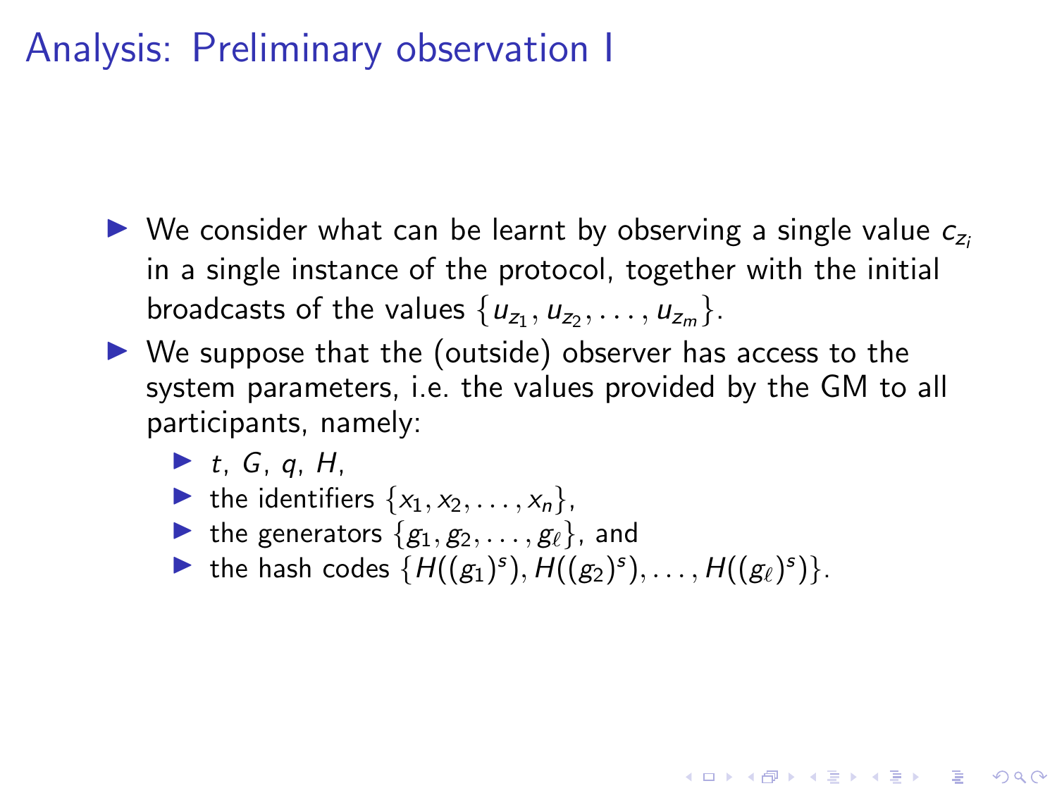# Analysis: Preliminary observation I

- We consider what can be learnt by observing a single value $c_{z_i}$ in a single instance of the protocol, together with the initial broadcasts of the values $\{u_{z_1}, u_{z_2}, \ldots, u_{z_m}\}$.
- We suppose that the (outside) observer has access to the system parameters, i.e. the values provided by the GM to all participants, namely:
  - $t$, $G$, $q$, $H$,
  - the identifiers $\{x_1, x_2, \ldots, x_n\}$,
  - the generators $\{g_1, g_2, \ldots, g_\ell\}$, and
  - the hash codes $\{H((g_1)^s), H((g_2)^s), \ldots, H((g_\ell)^s)\}$.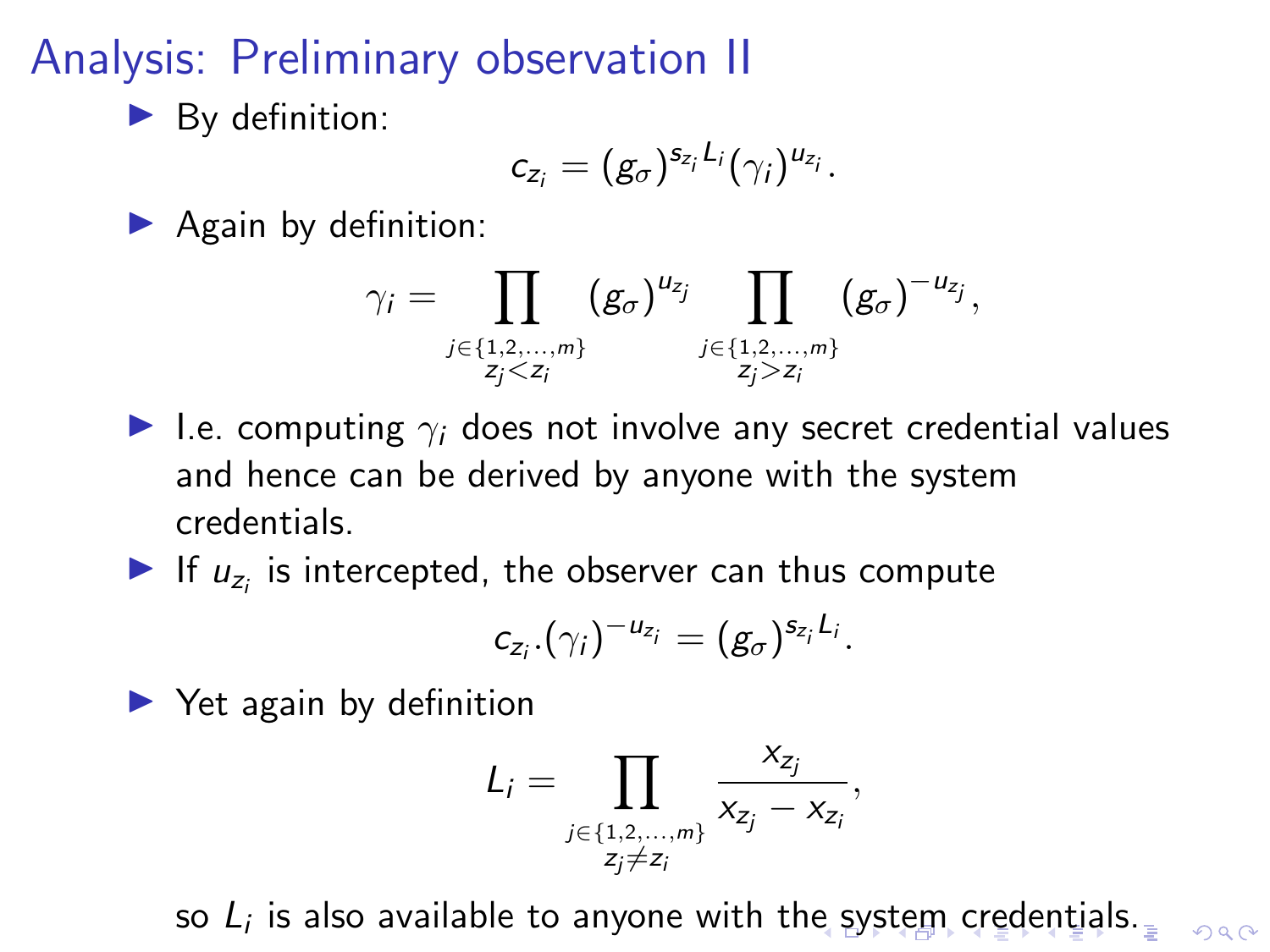# Analysis: Preliminary observation II

- By definition:

$$c_{z_i} = (g_\sigma)^{s_{z_i} L_i} (\gamma_i)^{u_{z_i}}.$$

- Again by definition:

$$\gamma_i = \prod_{\substack{j \in \{1,2,\ldots,m\} \\ z_j < z_i}} (g_\sigma)^{u_{z_j}} \prod_{\substack{j \in \{1,2,\ldots,m\} \\ z_j > z_i}} (g_\sigma)^{-u_{z_j}},$$

- I.e. computing $\gamma_i$ does not involve any secret credential values and hence can be derived by anyone with the system credentials.
- If $u_{z_i}$ is intercepted, the observer can thus compute

$$c_{z_i}.(\gamma_i)^{-u_{z_i}} = (g_\sigma)^{s_{z_i} L_i}.$$

- Yet again by definition

$$L_i = \prod_{\substack{j \in \{1,2,\ldots,m\} \\ z_j \neq z_i}} \frac{x_{z_j}}{x_{z_j} - x_{z_i}},$$

  so $L_i$ is also available to anyone with the system credentials.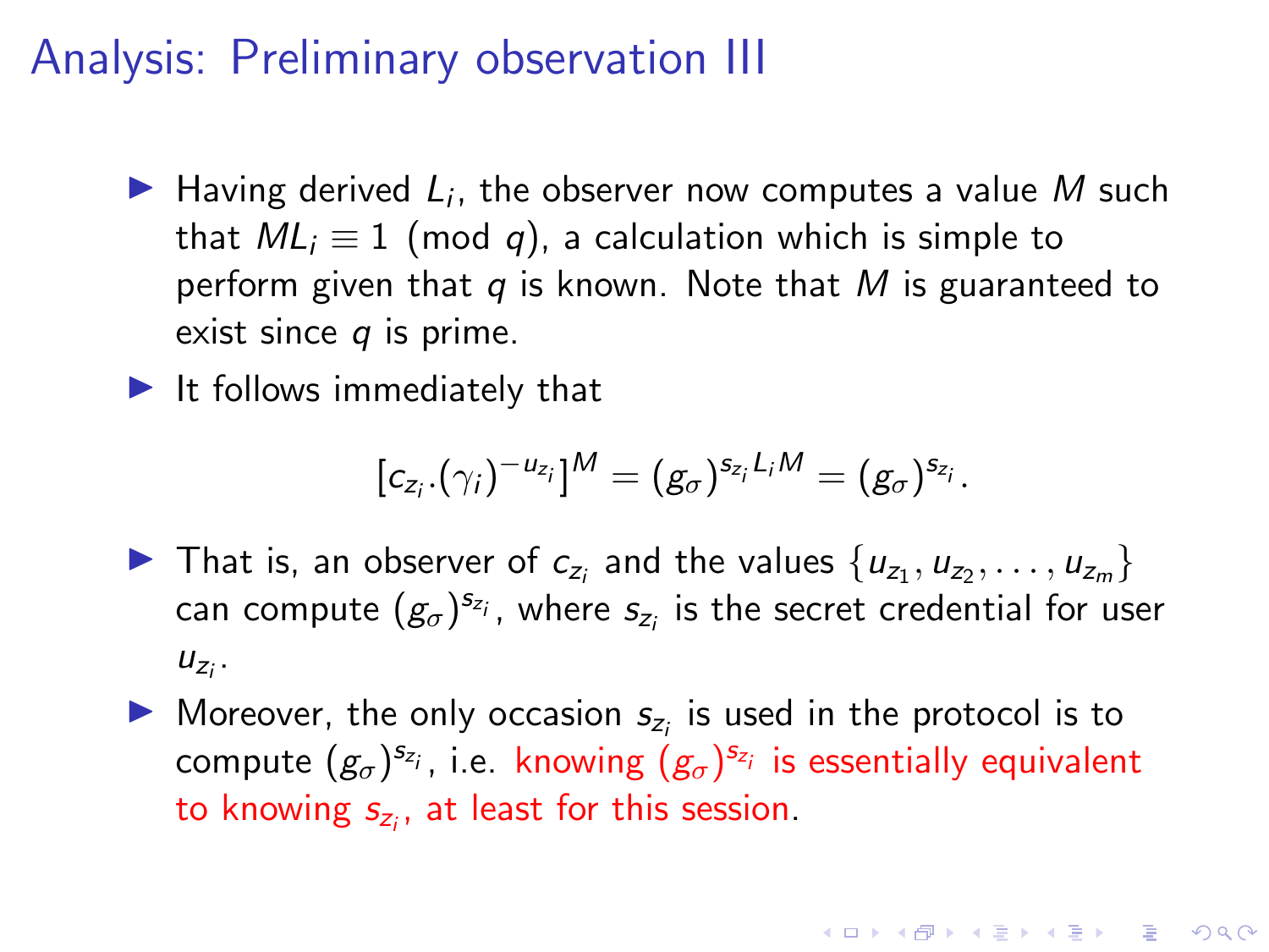# Analysis: Preliminary observation III

- Having derived $L_i$, the observer now computes a value $M$ such that $ML_i \equiv 1 \pmod{q}$, a calculation which is simple to perform given that $q$ is known. Note that $M$ is guaranteed to exist since $q$ is prime.
- It follows immediately that

$$[c_{z_i}.(\gamma_i)^{-u_{z_i}}]^M = (g_\sigma)^{s_{z_i} L_i M} = (g_\sigma)^{s_{z_i}}.$$

- That is, an observer of $c_{z_i}$ and the values $\{u_{z_1}, u_{z_2}, \ldots, u_{z_m}\}$ can compute $(g_\sigma)^{s_{z_i}}$, where $s_{z_i}$ is the secret credential for user $u_{z_i}$.
- Moreover, the only occasion $s_{z_i}$ is used in the protocol is to compute $(g_\sigma)^{s_{z_i}}$, i.e. knowing $(g_\sigma)^{s_{z_i}}$ is essentially equivalent to knowing $s_{z_i}$, at least for this session.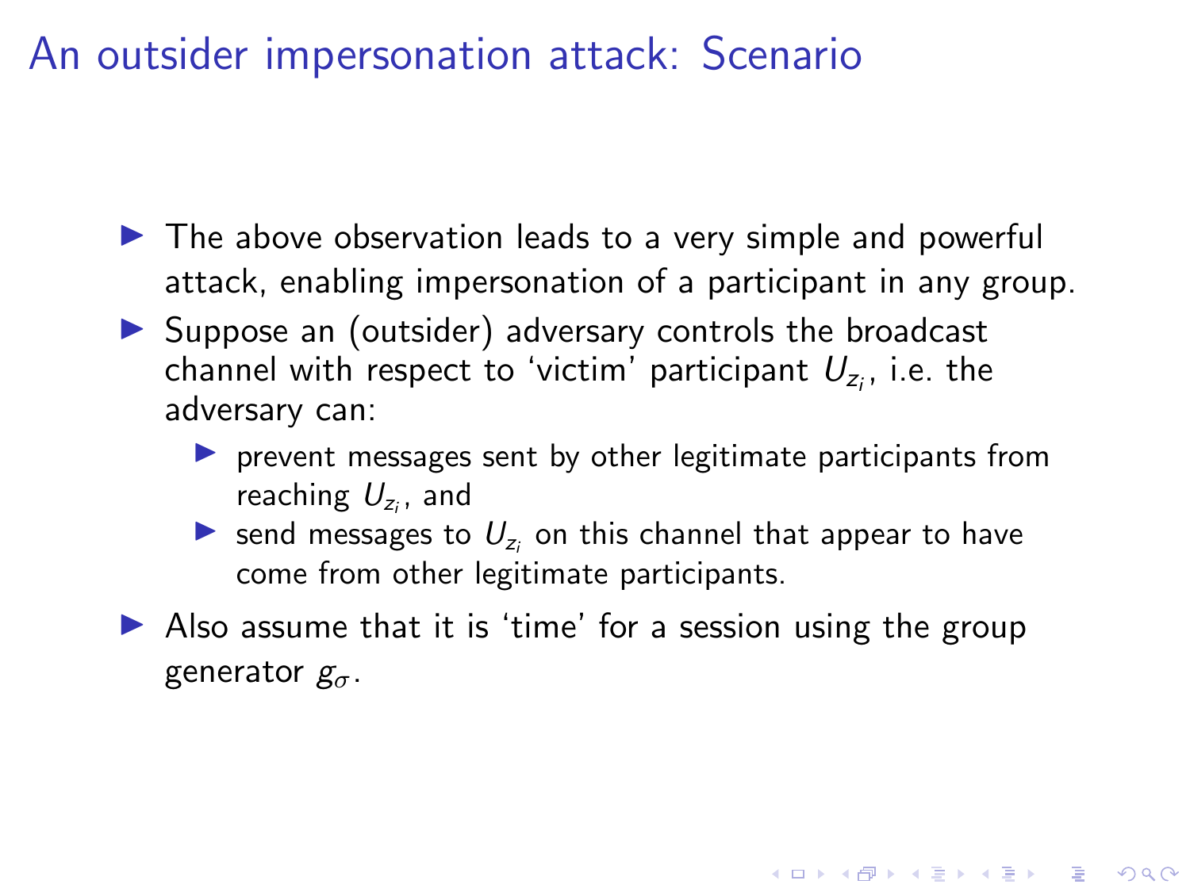# An outsider impersonation attack: Scenario

- The above observation leads to a very simple and powerful attack, enabling impersonation of a participant in any group.
- Suppose an (outsider) adversary controls the broadcast channel with respect to 'victim' participant $U_{z_i}$, i.e. the adversary can:
  - prevent messages sent by other legitimate participants from reaching $U_{z_i}$, and
  - send messages to $U_{z_i}$ on this channel that appear to have come from other legitimate participants.
- Also assume that it is 'time' for a session using the group generator $g_\sigma$.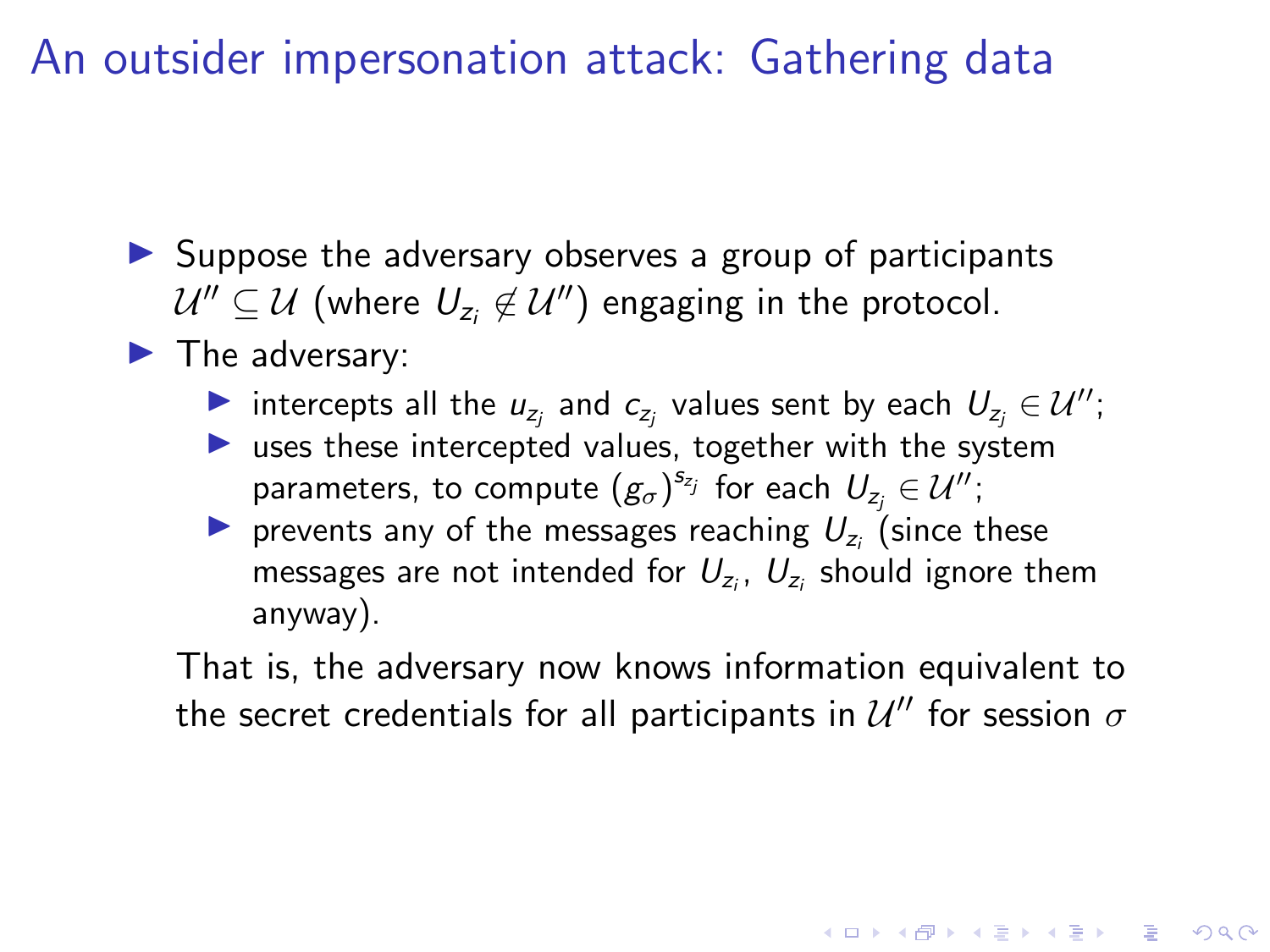# An outsider impersonation attack: Gathering data

- Suppose the adversary observes a group of participants $\mathcal{U}'' \subseteq \mathcal{U}$ (where $U_{z_i} \notin \mathcal{U}''$) engaging in the protocol.
- The adversary:
  - intercepts all the $u_{z_j}$ and $c_{z_j}$ values sent by each $U_{z_j} \in \mathcal{U}''$;
  - uses these intercepted values, together with the system parameters, to compute $(g_\sigma)^{s_{z_j}}$ for each $U_{z_j} \in \mathcal{U}''$;
  - prevents any of the messages reaching $U_{z_i}$ (since these messages are not intended for $U_{z_i}$, $U_{z_i}$ should ignore them anyway).

  That is, the adversary now knows information equivalent to the secret credentials for all participants in $\mathcal{U}''$ for session $\sigma$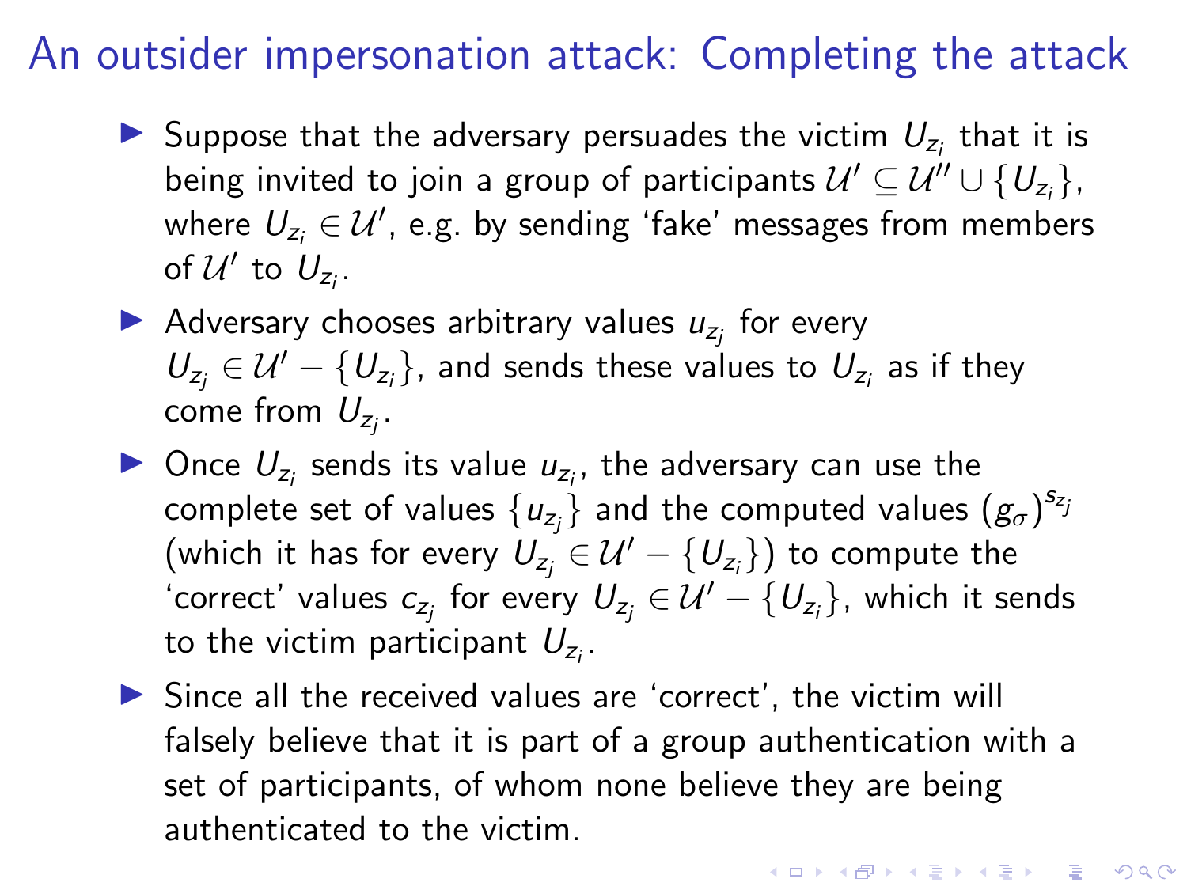# An outsider impersonation attack: Completing the attack

- Suppose that the adversary persuades the victim $U_{z_i}$ that it is being invited to join a group of participants $\mathcal{U}' \subseteq \mathcal{U}'' \cup \{U_{z_i}\}$, where $U_{z_i} \in \mathcal{U}'$, e.g. by sending 'fake' messages from members of $\mathcal{U}'$ to $U_{z_i}$.
- Adversary chooses arbitrary values $u_{z_j}$ for every $U_{z_j} \in \mathcal{U}' - \{U_{z_i}\}$, and sends these values to $U_{z_i}$ as if they come from $U_{z_j}$.
- Once $U_{z_i}$ sends its value $u_{z_i}$, the adversary can use the complete set of values $\{u_{z_j}\}$ and the computed values $(g_\sigma)^{s_{z_j}}$ (which it has for every $U_{z_j} \in \mathcal{U}' - \{U_{z_i}\}$) to compute the 'correct' values $c_{z_j}$ for every $U_{z_j} \in \mathcal{U}' - \{U_{z_i}\}$, which it sends to the victim participant $U_{z_i}$.
- Since all the received values are 'correct', the victim will falsely believe that it is part of a group authentication with a set of participants, of whom none believe they are being authenticated to the victim.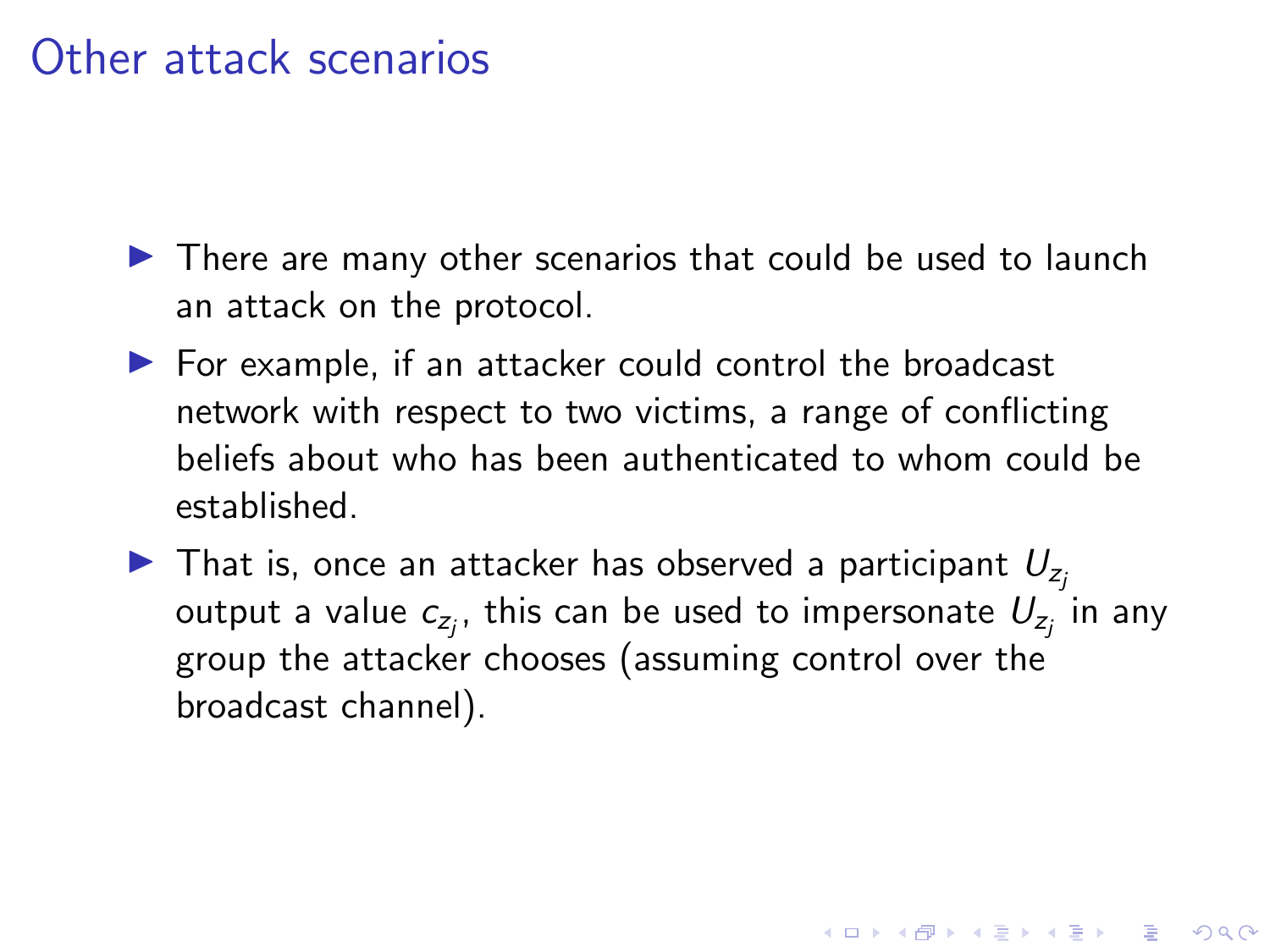# Other attack scenarios

- There are many other scenarios that could be used to launch an attack on the protocol.
- For example, if an attacker could control the broadcast network with respect to two victims, a range of conflicting beliefs about who has been authenticated to whom could be established.
- That is, once an attacker has observed a participant $U_{z_j}$ output a value $c_{z_j}$, this can be used to impersonate $U_{z_j}$ in any group the attacker chooses (assuming control over the broadcast channel).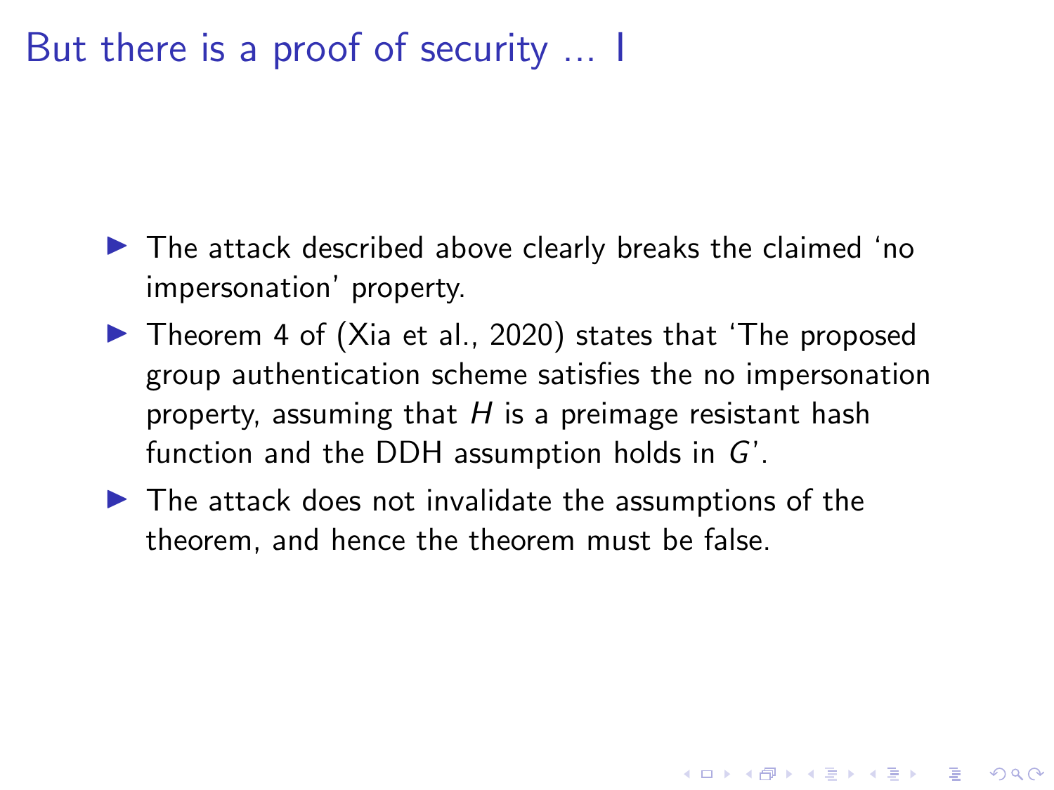# But there is a proof of security ... I

- The attack described above clearly breaks the claimed 'no impersonation' property.
- Theorem 4 of (Xia et al., 2020) states that 'The proposed group authentication scheme satisfies the no impersonation property, assuming that $H$ is a preimage resistant hash function and the DDH assumption holds in $G$'.
- The attack does not invalidate the assumptions of the theorem, and hence the theorem must be false.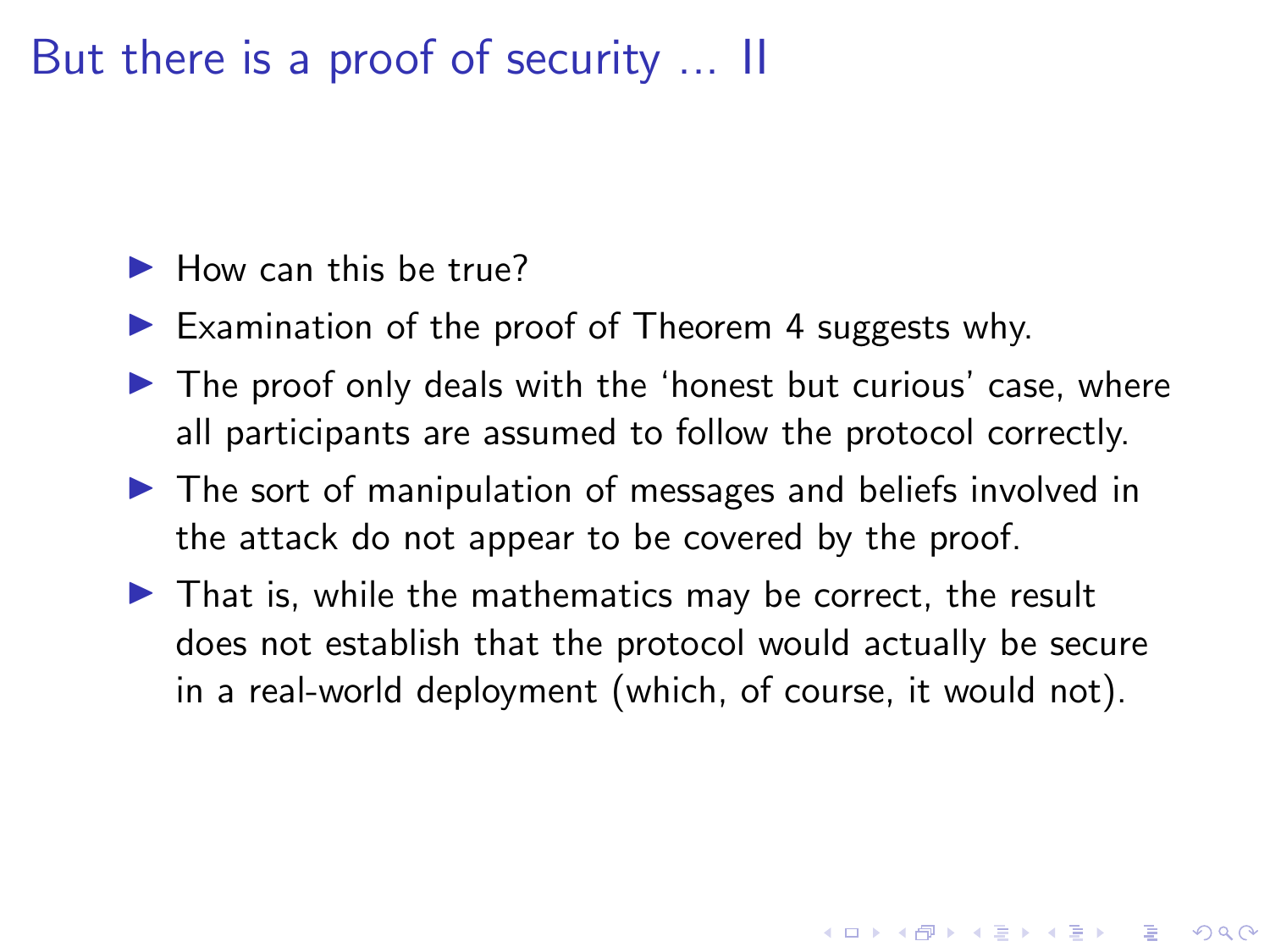# But there is a proof of security ... II

- How can this be true?
- Examination of the proof of Theorem 4 suggests why.
- The proof only deals with the 'honest but curious' case, where all participants are assumed to follow the protocol correctly.
- The sort of manipulation of messages and beliefs involved in the attack do not appear to be covered by the proof.
- That is, while the mathematics may be correct, the result does not establish that the protocol would actually be secure in a real-world deployment (which, of course, it would not).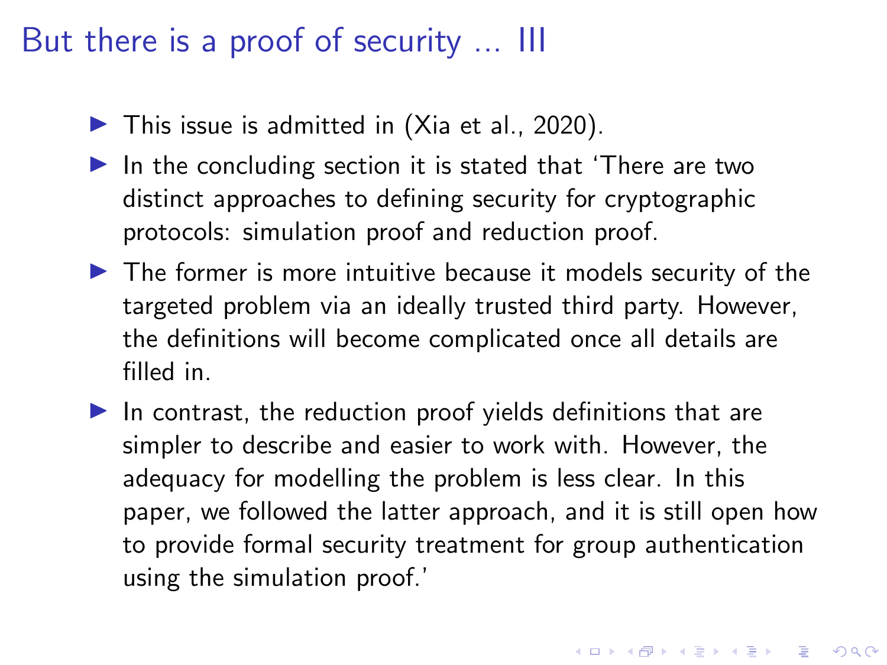# But there is a proof of security ... III

- This issue is admitted in (Xia et al., 2020).
- In the concluding section it is stated that 'There are two distinct approaches to defining security for cryptographic protocols: simulation proof and reduction proof.
- The former is more intuitive because it models security of the targeted problem via an ideally trusted third party. However, the definitions will become complicated once all details are filled in.
- In contrast, the reduction proof yields definitions that are simpler to describe and easier to work with. However, the adequacy for modelling the problem is less clear. In this paper, we followed the latter approach, and it is still open how to provide formal security treatment for group authentication using the simulation proof.'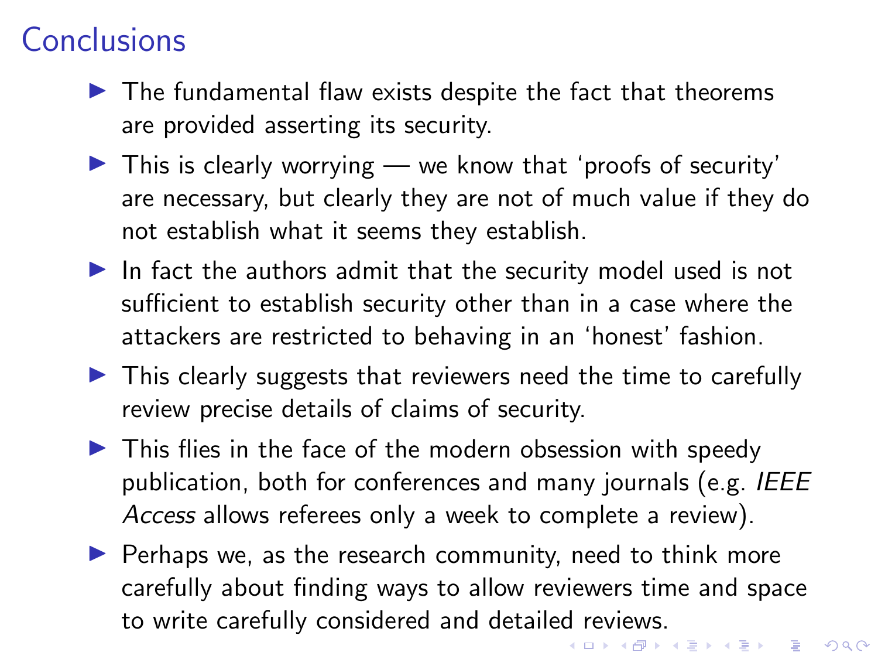# Conclusions

- The fundamental flaw exists despite the fact that theorems are provided asserting its security.
- This is clearly worrying — we know that 'proofs of security' are necessary, but clearly they are not of much value if they do not establish what it seems they establish.
- In fact the authors admit that the security model used is not sufficient to establish security other than in a case where the attackers are restricted to behaving in an 'honest' fashion.
- This clearly suggests that reviewers need the time to carefully review precise details of claims of security.
- This flies in the face of the modern obsession with speedy publication, both for conferences and many journals (e.g. *IEEE Access* allows referees only a week to complete a review).
- Perhaps we, as the research community, need to think more carefully about finding ways to allow reviewers time and space to write carefully considered and detailed reviews.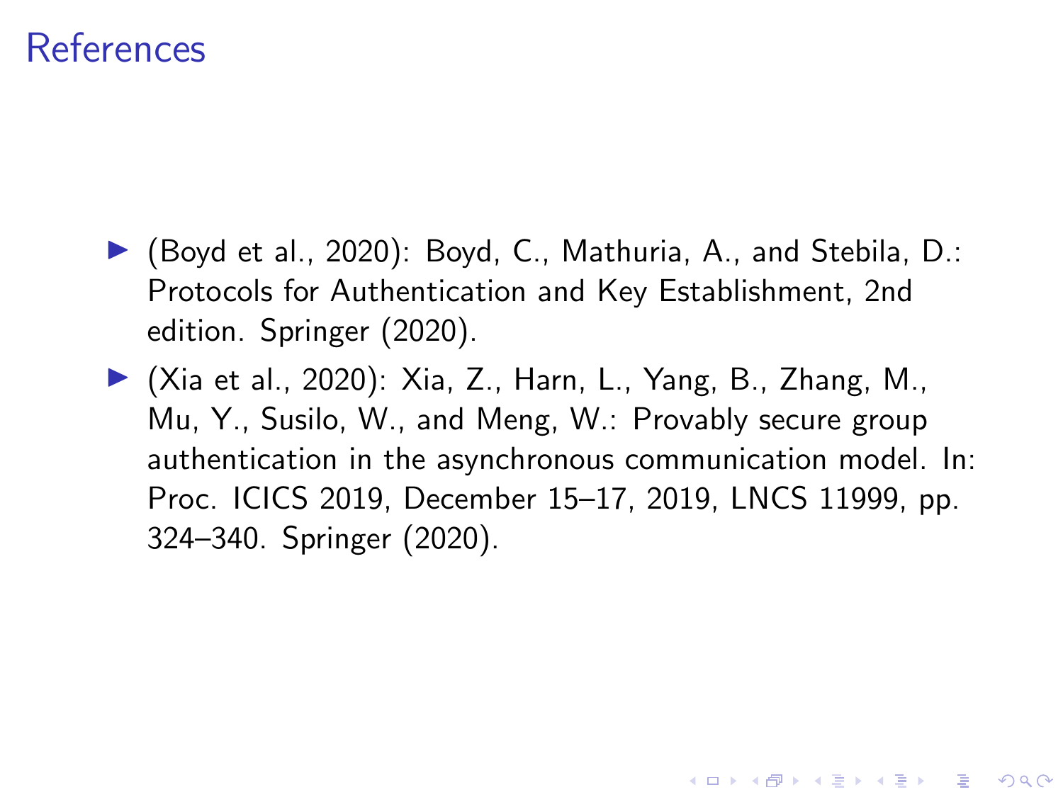# References

- (Boyd et al., 2020): Boyd, C., Mathuria, A., and Stebila, D.: Protocols for Authentication and Key Establishment, 2nd edition. Springer (2020).
- (Xia et al., 2020): Xia, Z., Harn, L., Yang, B., Zhang, M., Mu, Y., Susilo, W., and Meng, W.: Provably secure group authentication in the asynchronous communication model. In: Proc. ICICS 2019, December 15–17, 2019, LNCS 11999, pp. 324–340. Springer (2020).